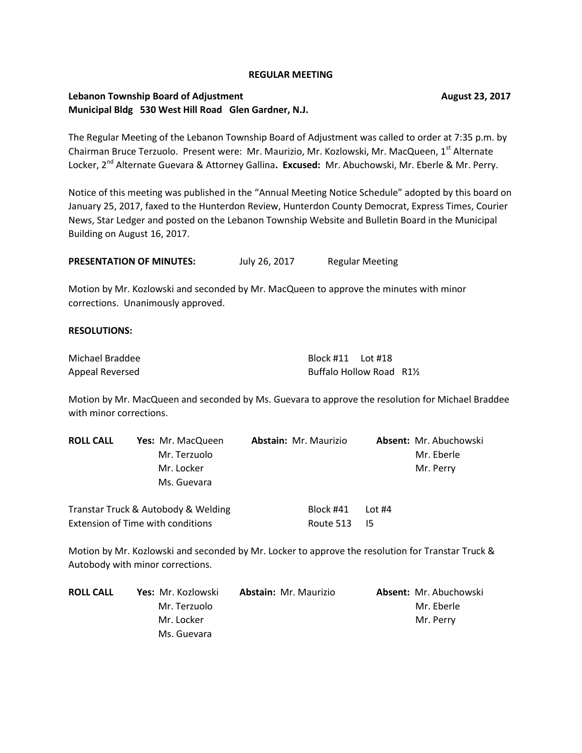**REGULAR MEETING**

**Lebanon Township Board of Adjustment** **August 23, 2017**
**Municipal Bldg 530 West Hill Road Glen Gardner, N.J.**

The Regular Meeting of the Lebanon Township Board of Adjustment was called to order at 7:35 p.m. by Chairman Bruce Terzuolo. Present were: Mr. Maurizio, Mr. Kozlowski, Mr. MacQueen, 1st Alternate Locker, 2nd Alternate Guevara & Attorney Gallina**. Excused:** Mr. Abuchowski, Mr. Eberle & Mr. Perry.

Notice of this meeting was published in the "Annual Meeting Notice Schedule" adopted by this board on January 25, 2017, faxed to the Hunterdon Review, Hunterdon County Democrat, Express Times, Courier News, Star Ledger and posted on the Lebanon Township Website and Bulletin Board in the Municipal Building on August 16, 2017.

**PRESENTATION OF MINUTES:** July 26, 2017 Regular Meeting

Motion by Mr. Kozlowski and seconded by Mr. MacQueen to approve the minutes with minor corrections. Unanimously approved.

**RESOLUTIONS:**

Michael Braddee — Block #11 Lot #18
Appeal Reversed — Buffalo Hollow Road R1½

Motion by Mr. MacQueen and seconded by Ms. Guevara to approve the resolution for Michael Braddee with minor corrections.

| **ROLL CALL** | **Yes:** | **Abstain:** | **Absent:** |
|---|---|---|---|
| | Mr. MacQueen | Mr. Maurizio | Mr. Abuchowski |
| | Mr. Terzuolo | | Mr. Eberle |
| | Mr. Locker | | Mr. Perry |
| | Ms. Guevara | | |

Transtar Truck & Autobody & Welding — Block #41 Lot #4
Extension of Time with conditions — Route 513 I5

Motion by Mr. Kozlowski and seconded by Mr. Locker to approve the resolution for Transtar Truck & Autobody with minor corrections.

| **ROLL CALL** | **Yes:** | **Abstain:** | **Absent:** |
|---|---|---|---|
| | Mr. Kozlowski | Mr. Maurizio | Mr. Abuchowski |
| | Mr. Terzuolo | | Mr. Eberle |
| | Mr. Locker | | Mr. Perry |
| | Ms. Guevara | | |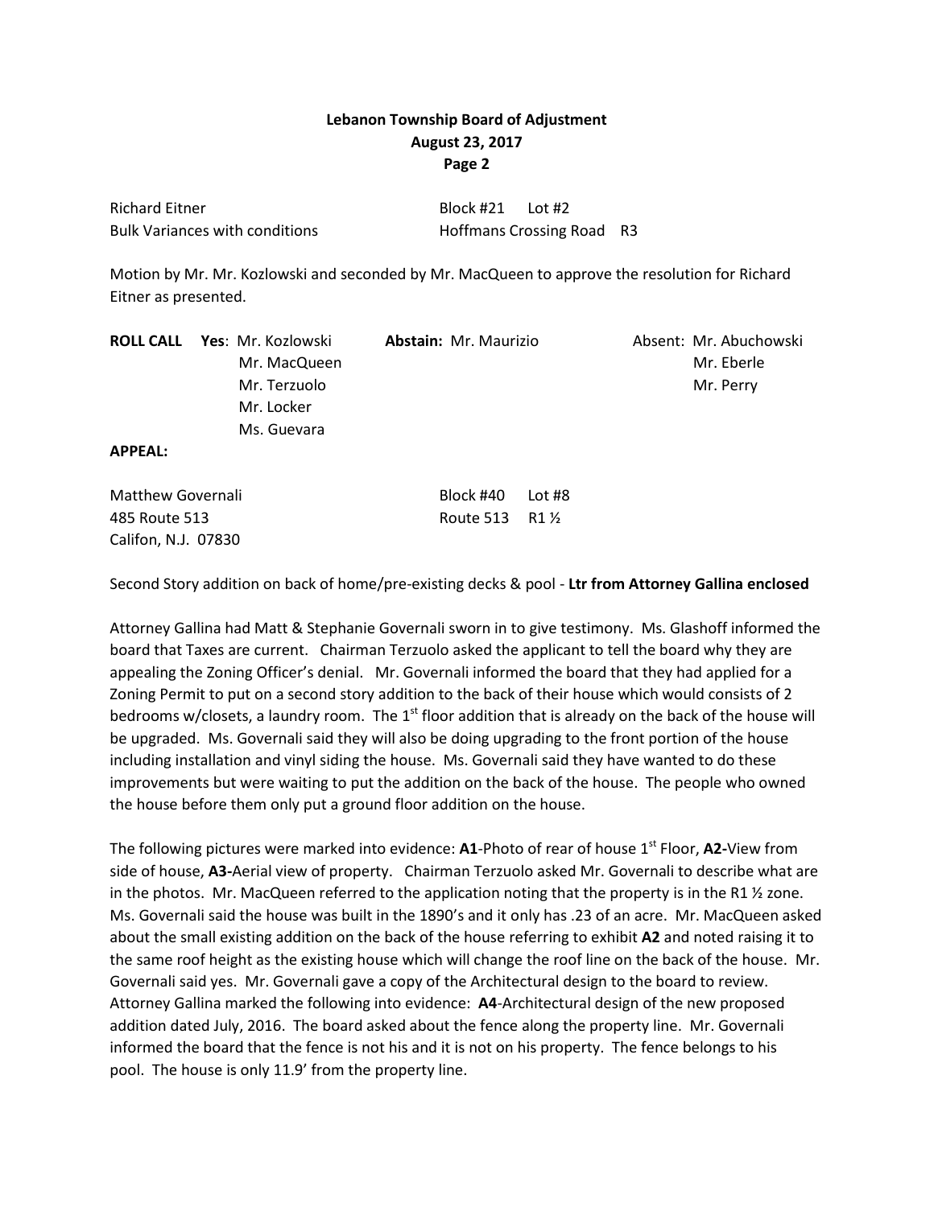**Lebanon Township Board of Adjustment**
**August 23, 2017**
**Page 2**

Richard Eitner Block #21 Lot #2
Bulk Variances with conditions Hoffmans Crossing Road R3

Motion by Mr. Mr. Kozlowski and seconded by Mr. MacQueen to approve the resolution for Richard Eitner as presented.

| **ROLL CALL** | **Yes**: Mr. Kozlowski | **Abstain:** Mr. Maurizio | Absent: Mr. Abuchowski |
|---|---|---|---|
| | Mr. MacQueen | | Mr. Eberle |
| | Mr. Terzuolo | | Mr. Perry |
| | Mr. Locker | | |
| | Ms. Guevara | | |

**APPEAL:**

Matthew Governali Block #40 Lot #8
485 Route 513 Route 513 R1 ½
Califon, N.J. 07830

Second Story addition on back of home/pre-existing decks & pool - **Ltr from Attorney Gallina enclosed**

Attorney Gallina had Matt & Stephanie Governali sworn in to give testimony. Ms. Glashoff informed the board that Taxes are current. Chairman Terzuolo asked the applicant to tell the board why they are appealing the Zoning Officer's denial. Mr. Governali informed the board that they had applied for a Zoning Permit to put on a second story addition to the back of their house which would consists of 2 bedrooms w/closets, a laundry room. The 1st floor addition that is already on the back of the house will be upgraded. Ms. Governali said they will also be doing upgrading to the front portion of the house including installation and vinyl siding the house. Ms. Governali said they have wanted to do these improvements but were waiting to put the addition on the back of the house. The people who owned the house before them only put a ground floor addition on the house.

The following pictures were marked into evidence: **A1**-Photo of rear of house 1st Floor, **A2-**View from side of house, **A3-**Aerial view of property. Chairman Terzuolo asked Mr. Governali to describe what are in the photos. Mr. MacQueen referred to the application noting that the property is in the R1 ½ zone. Ms. Governali said the house was built in the 1890's and it only has .23 of an acre. Mr. MacQueen asked about the small existing addition on the back of the house referring to exhibit **A2** and noted raising it to the same roof height as the existing house which will change the roof line on the back of the house. Mr. Governali said yes. Mr. Governali gave a copy of the Architectural design to the board to review. Attorney Gallina marked the following into evidence: **A4**-Architectural design of the new proposed addition dated July, 2016. The board asked about the fence along the property line. Mr. Governali informed the board that the fence is not his and it is not on his property. The fence belongs to his pool. The house is only 11.9' from the property line.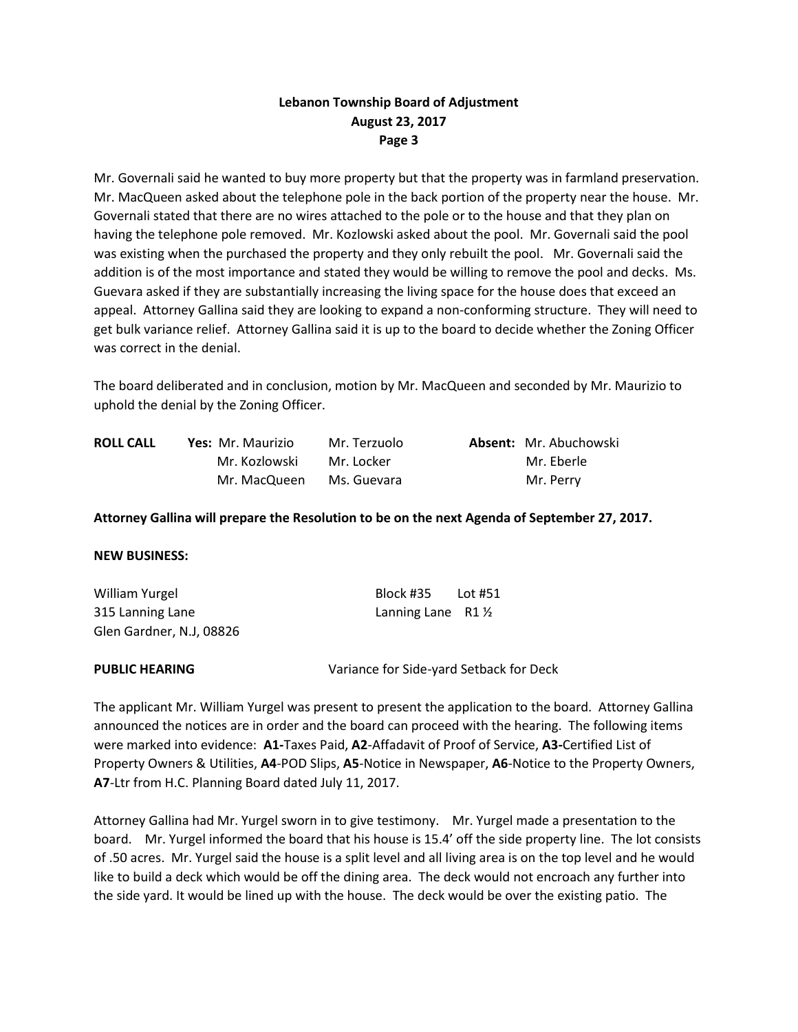Mr. Governali said he wanted to buy more property but that the property was in farmland preservation. Mr. MacQueen asked about the telephone pole in the back portion of the property near the house. Mr. Governali stated that there are no wires attached to the pole or to the house and that they plan on having the telephone pole removed. Mr. Kozlowski asked about the pool. Mr. Governali said the pool was existing when the purchased the property and they only rebuilt the pool. Mr. Governali said the addition is of the most importance and stated they would be willing to remove the pool and decks. Ms. Guevara asked if they are substantially increasing the living space for the house does that exceed an appeal. Attorney Gallina said they are looking to expand a non-conforming structure. They will need to get bulk variance relief. Attorney Gallina said it is up to the board to decide whether the Zoning Officer was correct in the denial.

The board deliberated and in conclusion, motion by Mr. MacQueen and seconded by Mr. Maurizio to uphold the denial by the Zoning Officer.

| **ROLL CALL** | **Yes:** Mr. Maurizio | Mr. Terzuolo | **Absent:** Mr. Abuchowski |
|---|---|---|---|
| | Mr. Kozlowski | Mr. Locker | Mr. Eberle |
| | Mr. MacQueen | Ms. Guevara | Mr. Perry |

**Attorney Gallina will prepare the Resolution to be on the next Agenda of September 27, 2017.**

**NEW BUSINESS:**

William Yurgel — Block #35 Lot #51
315 Lanning Lane — Lanning Lane R1 ½
Glen Gardner, N.J, 08826

**PUBLIC HEARING** — Variance for Side-yard Setback for Deck

The applicant Mr. William Yurgel was present to present the application to the board. Attorney Gallina announced the notices are in order and the board can proceed with the hearing. The following items were marked into evidence: **A1-**Taxes Paid, **A2**-Affadavit of Proof of Service, **A3-**Certified List of Property Owners & Utilities, **A4**-POD Slips, **A5**-Notice in Newspaper, **A6**-Notice to the Property Owners, **A7**-Ltr from H.C. Planning Board dated July 11, 2017.

Attorney Gallina had Mr. Yurgel sworn in to give testimony. Mr. Yurgel made a presentation to the board. Mr. Yurgel informed the board that his house is 15.4' off the side property line. The lot consists of .50 acres. Mr. Yurgel said the house is a split level and all living area is on the top level and he would like to build a deck which would be off the dining area. The deck would not encroach any further into the side yard. It would be lined up with the house. The deck would be over the existing patio. The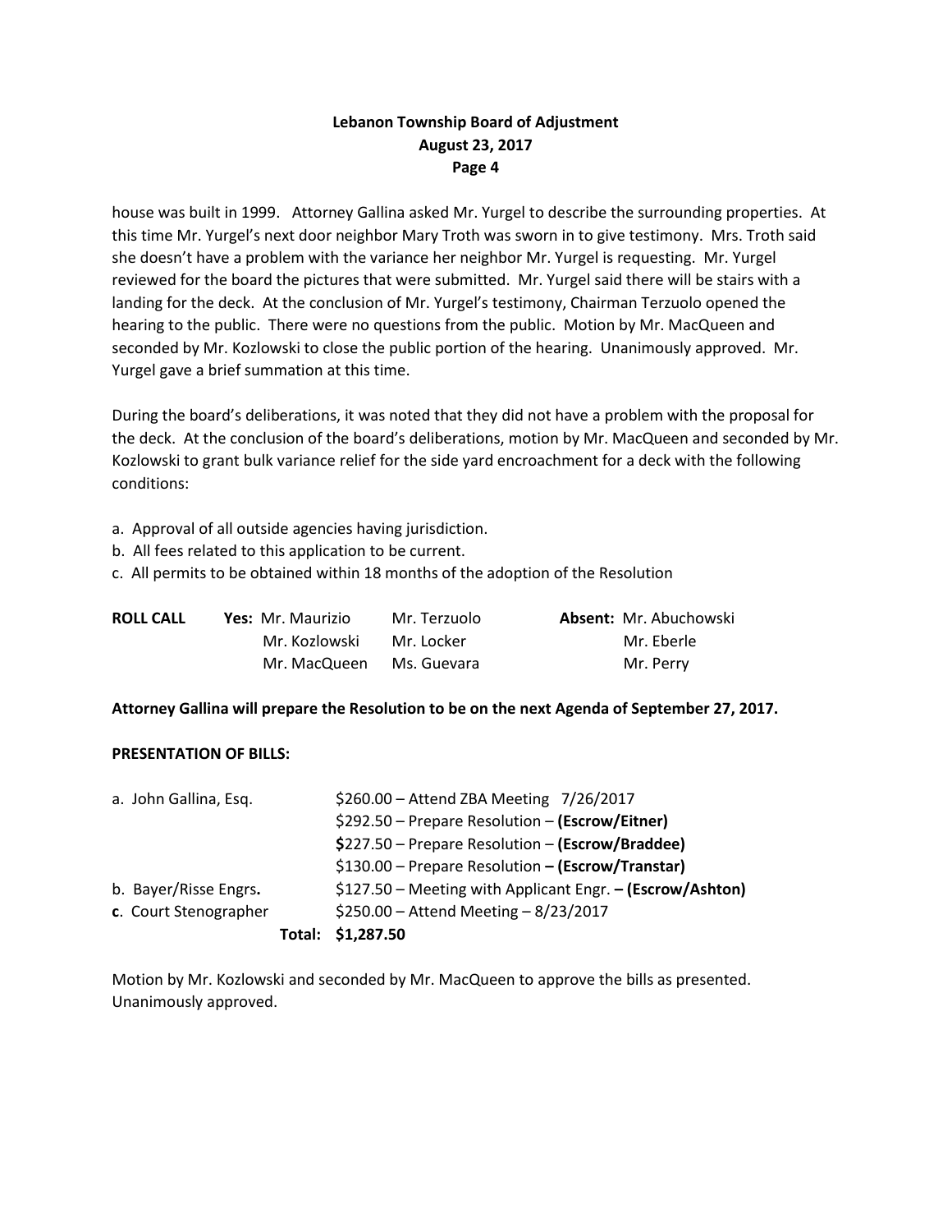house was built in 1999. Attorney Gallina asked Mr. Yurgel to describe the surrounding properties. At this time Mr. Yurgel's next door neighbor Mary Troth was sworn in to give testimony. Mrs. Troth said she doesn't have a problem with the variance her neighbor Mr. Yurgel is requesting. Mr. Yurgel reviewed for the board the pictures that were submitted. Mr. Yurgel said there will be stairs with a landing for the deck. At the conclusion of Mr. Yurgel's testimony, Chairman Terzuolo opened the hearing to the public. There were no questions from the public. Motion by Mr. MacQueen and seconded by Mr. Kozlowski to close the public portion of the hearing. Unanimously approved. Mr. Yurgel gave a brief summation at this time.

During the board's deliberations, it was noted that they did not have a problem with the proposal for the deck. At the conclusion of the board's deliberations, motion by Mr. MacQueen and seconded by Mr. Kozlowski to grant bulk variance relief for the side yard encroachment for a deck with the following conditions:

a. Approval of all outside agencies having jurisdiction.
b. All fees related to this application to be current.
c. All permits to be obtained within 18 months of the adoption of the Resolution

| **ROLL CALL** | **Yes:** Mr. Maurizio | Mr. Terzuolo | **Absent:** Mr. Abuchowski |
|---|---|---|---|
| | Mr. Kozlowski | Mr. Locker | Mr. Eberle |
| | Mr. MacQueen | Ms. Guevara | Mr. Perry |

**Attorney Gallina will prepare the Resolution to be on the next Agenda of September 27, 2017.**

**PRESENTATION OF BILLS:**

| | |
|---|---|
| a. John Gallina, Esq. | $260.00 – Attend ZBA Meeting 7/26/2017 |
| | $292.50 – Prepare Resolution – **(Escrow/Eitner)** |
| | $227.50 – Prepare Resolution – **(Escrow/Braddee)** |
| | $130.00 – Prepare Resolution **– (Escrow/Transtar)** |
| b. Bayer/Risse Engrs**.** | $127.50 – Meeting with Applicant Engr. **– (Escrow/Ashton)** |
| **c**. Court Stenographer | $250.00 – Attend Meeting – 8/23/2017 |
| **Total:** | **$1,287.50** |

Motion by Mr. Kozlowski and seconded by Mr. MacQueen to approve the bills as presented. Unanimously approved.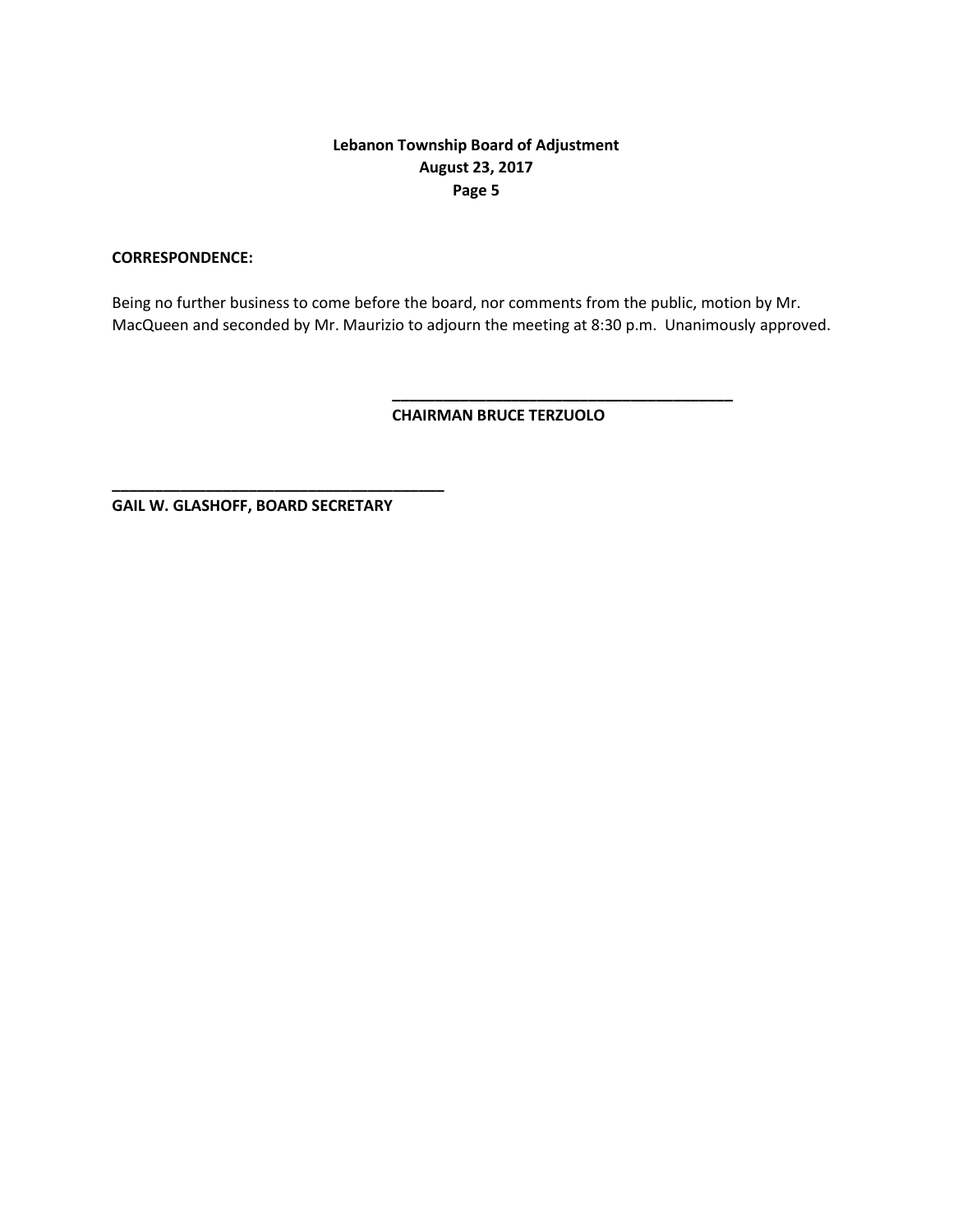**CORRESPONDENCE:**

Being no further business to come before the board, nor comments from the public, motion by Mr. MacQueen and seconded by Mr. Maurizio to adjourn the meeting at 8:30 p.m. Unanimously approved.

\_\_\_\_\_\_\_\_\_\_\_\_\_\_\_\_\_\_\_\_\_\_\_\_\_\_\_\_\_\_\_\_\_\_\_\_\_\_\_\_\_\_
**CHAIRMAN BRUCE TERZUOLO**

\_\_\_\_\_\_\_\_\_\_\_\_\_\_\_\_\_\_\_\_\_\_\_\_\_\_\_\_\_\_\_\_\_\_\_\_\_\_\_\_\_\_
**GAIL W. GLASHOFF, BOARD SECRETARY**